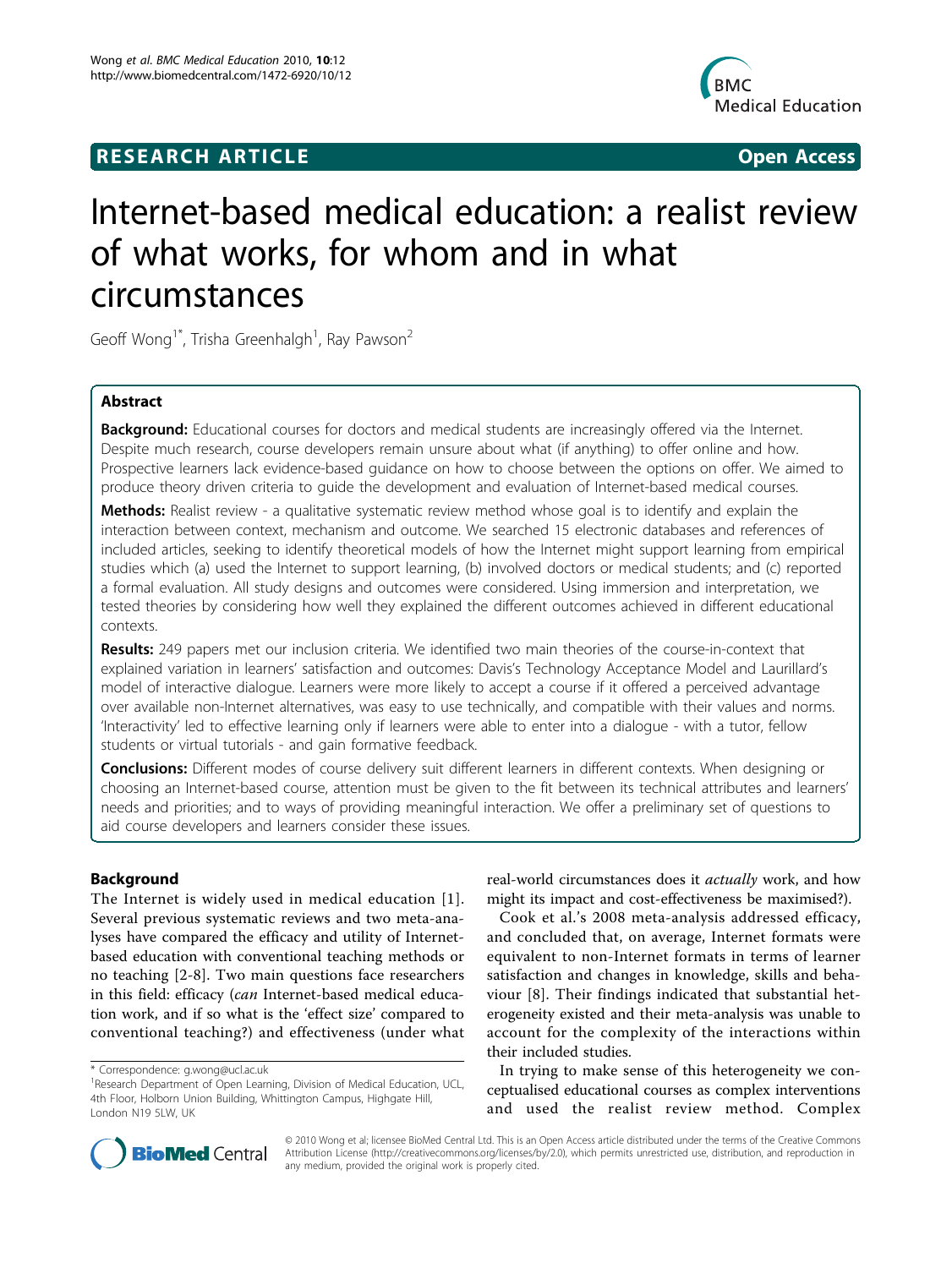RESEARCH ARTICLE Open Access

# Internet-based medical education: a realist review of what works, for whom and in what circumstances

Geoff Wong[1*], Trisha Greenhalgh[1], Ray Pawson[2]

## Abstract

**Background:** Educational courses for doctors and medical students are increasingly offered via the Internet. Despite much research, course developers remain unsure about what (if anything) to offer online and how. Prospective learners lack evidence-based guidance on how to choose between the options on offer. We aimed to produce theory driven criteria to guide the development and evaluation of Internet-based medical courses.

**Methods:** Realist review - a qualitative systematic review method whose goal is to identify and explain the interaction between context, mechanism and outcome. We searched 15 electronic databases and references of included articles, seeking to identify theoretical models of how the Internet might support learning from empirical studies which (a) used the Internet to support learning, (b) involved doctors or medical students; and (c) reported a formal evaluation. All study designs and outcomes were considered. Using immersion and interpretation, we tested theories by considering how well they explained the different outcomes achieved in different educational contexts.

**Results:** 249 papers met our inclusion criteria. We identified two main theories of the course-in-context that explained variation in learners' satisfaction and outcomes: Davis's Technology Acceptance Model and Laurillard's model of interactive dialogue. Learners were more likely to accept a course if it offered a perceived advantage over available non-Internet alternatives, was easy to use technically, and compatible with their values and norms. 'Interactivity' led to effective learning only if learners were able to enter into a dialogue - with a tutor, fellow students or virtual tutorials - and gain formative feedback.

**Conclusions:** Different modes of course delivery suit different learners in different contexts. When designing or choosing an Internet-based course, attention must be given to the fit between its technical attributes and learners' needs and priorities; and to ways of providing meaningful interaction. We offer a preliminary set of questions to aid course developers and learners consider these issues.

## Background

The Internet is widely used in medical education [1]. Several previous systematic reviews and two meta-analyses have compared the efficacy and utility of Internet-based education with conventional teaching methods or no teaching [2-8]. Two main questions face researchers in this field: efficacy (*can* Internet-based medical education work, and if so what is the 'effect size' compared to conventional teaching?) and effectiveness (under what real-world circumstances does it *actually* work, and how might its impact and cost-effectiveness be maximised?).

Cook et al.'s 2008 meta-analysis addressed efficacy, and concluded that, on average, Internet formats were equivalent to non-Internet formats in terms of learner satisfaction and changes in knowledge, skills and behaviour [8]. Their findings indicated that substantial heterogeneity existed and their meta-analysis was unable to account for the complexity of the interactions within their included studies.

In trying to make sense of this heterogeneity we conceptualised educational courses as complex interventions and used the realist review method. Complex

\* Correspondence: g.wong@ucl.ac.uk
[1]Research Department of Open Learning, Division of Medical Education, UCL, 4th Floor, Holborn Union Building, Whittington Campus, Highgate Hill, London N19 5LW, UK

© 2010 Wong et al; licensee BioMed Central Ltd. This is an Open Access article distributed under the terms of the Creative Commons Attribution License (http://creativecommons.org/licenses/by/2.0), which permits unrestricted use, distribution, and reproduction in any medium, provided the original work is properly cited.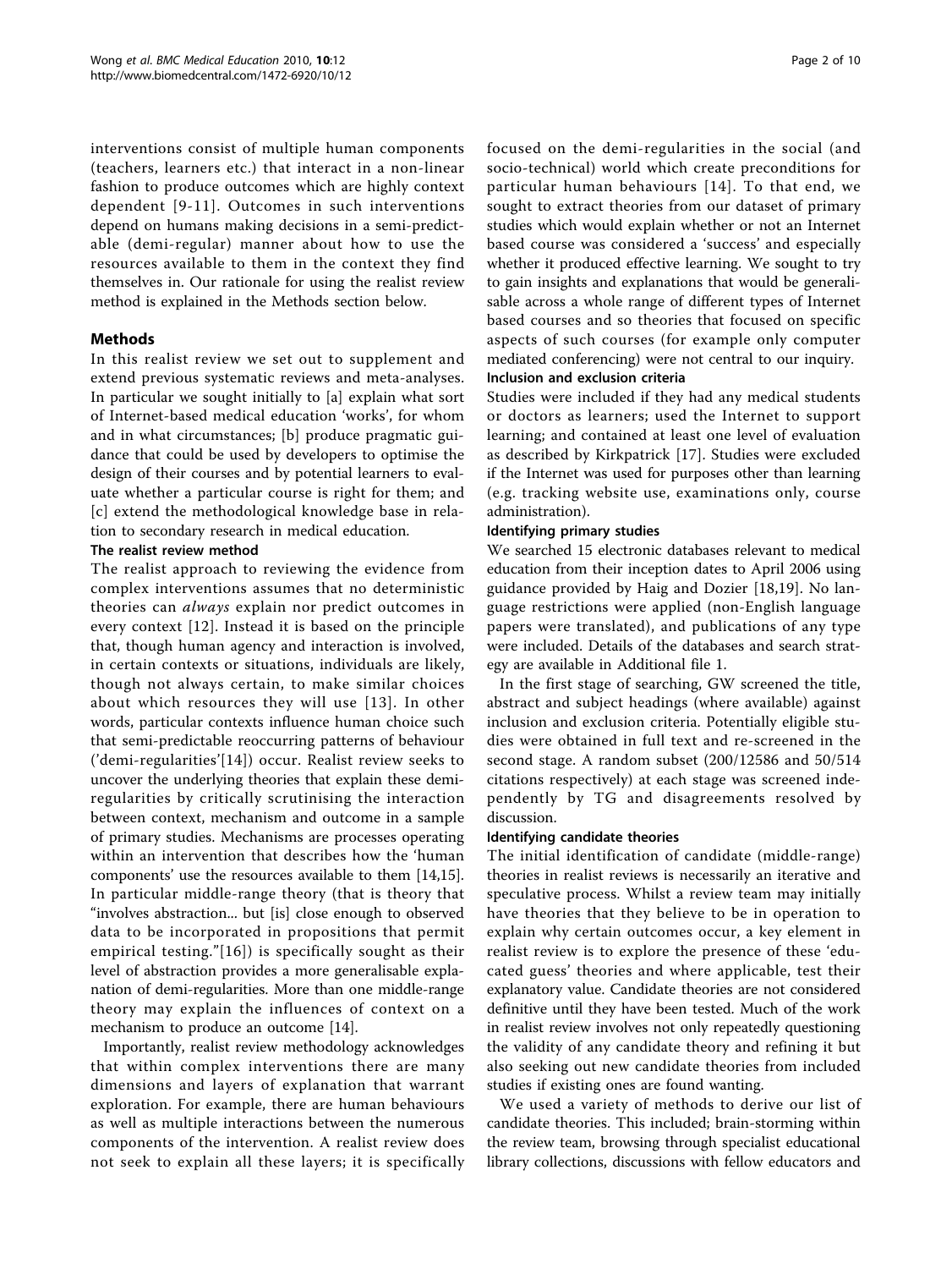interventions consist of multiple human components (teachers, learners etc.) that interact in a non-linear fashion to produce outcomes which are highly context dependent [9-11]. Outcomes in such interventions depend on humans making decisions in a semi-predictable (demi-regular) manner about how to use the resources available to them in the context they find themselves in. Our rationale for using the realist review method is explained in the Methods section below.

## Methods

In this realist review we set out to supplement and extend previous systematic reviews and meta-analyses. In particular we sought initially to [a] explain what sort of Internet-based medical education 'works', for whom and in what circumstances; [b] produce pragmatic guidance that could be used by developers to optimise the design of their courses and by potential learners to evaluate whether a particular course is right for them; and [c] extend the methodological knowledge base in relation to secondary research in medical education.

### The realist review method

The realist approach to reviewing the evidence from complex interventions assumes that no deterministic theories can *always* explain nor predict outcomes in every context [12]. Instead it is based on the principle that, though human agency and interaction is involved, in certain contexts or situations, individuals are likely, though not always certain, to make similar choices about which resources they will use [13]. In other words, particular contexts influence human choice such that semi-predictable reoccurring patterns of behaviour ('demi-regularities'[14]) occur. Realist review seeks to uncover the underlying theories that explain these demi-regularities by critically scrutinising the interaction between context, mechanism and outcome in a sample of primary studies. Mechanisms are processes operating within an intervention that describes how the 'human components' use the resources available to them [14,15]. In particular middle-range theory (that is theory that "involves abstraction... but [is] close enough to observed data to be incorporated in propositions that permit empirical testing."[16]) is specifically sought as their level of abstraction provides a more generalisable explanation of demi-regularities. More than one middle-range theory may explain the influences of context on a mechanism to produce an outcome [14].

Importantly, realist review methodology acknowledges that within complex interventions there are many dimensions and layers of explanation that warrant exploration. For example, there are human behaviours as well as multiple interactions between the numerous components of the intervention. A realist review does not seek to explain all these layers; it is specifically focused on the demi-regularities in the social (and socio-technical) world which create preconditions for particular human behaviours [14]. To that end, we sought to extract theories from our dataset of primary studies which would explain whether or not an Internet based course was considered a 'success' and especially whether it produced effective learning. We sought to try to gain insights and explanations that would be generalisable across a whole range of different types of Internet based courses and so theories that focused on specific aspects of such courses (for example only computer mediated conferencing) were not central to our inquiry.

### Inclusion and exclusion criteria

Studies were included if they had any medical students or doctors as learners; used the Internet to support learning; and contained at least one level of evaluation as described by Kirkpatrick [17]. Studies were excluded if the Internet was used for purposes other than learning (e.g. tracking website use, examinations only, course administration).

### Identifying primary studies

We searched 15 electronic databases relevant to medical education from their inception dates to April 2006 using guidance provided by Haig and Dozier [18,19]. No language restrictions were applied (non-English language papers were translated), and publications of any type were included. Details of the databases and search strategy are available in Additional file 1.

In the first stage of searching, GW screened the title, abstract and subject headings (where available) against inclusion and exclusion criteria. Potentially eligible studies were obtained in full text and re-screened in the second stage. A random subset (200/12586 and 50/514 citations respectively) at each stage was screened independently by TG and disagreements resolved by discussion.

### Identifying candidate theories

The initial identification of candidate (middle-range) theories in realist reviews is necessarily an iterative and speculative process. Whilst a review team may initially have theories that they believe to be in operation to explain why certain outcomes occur, a key element in realist review is to explore the presence of these 'educated guess' theories and where applicable, test their explanatory value. Candidate theories are not considered definitive until they have been tested. Much of the work in realist review involves not only repeatedly questioning the validity of any candidate theory and refining it but also seeking out new candidate theories from included studies if existing ones are found wanting.

We used a variety of methods to derive our list of candidate theories. This included; brain-storming within the review team, browsing through specialist educational library collections, discussions with fellow educators and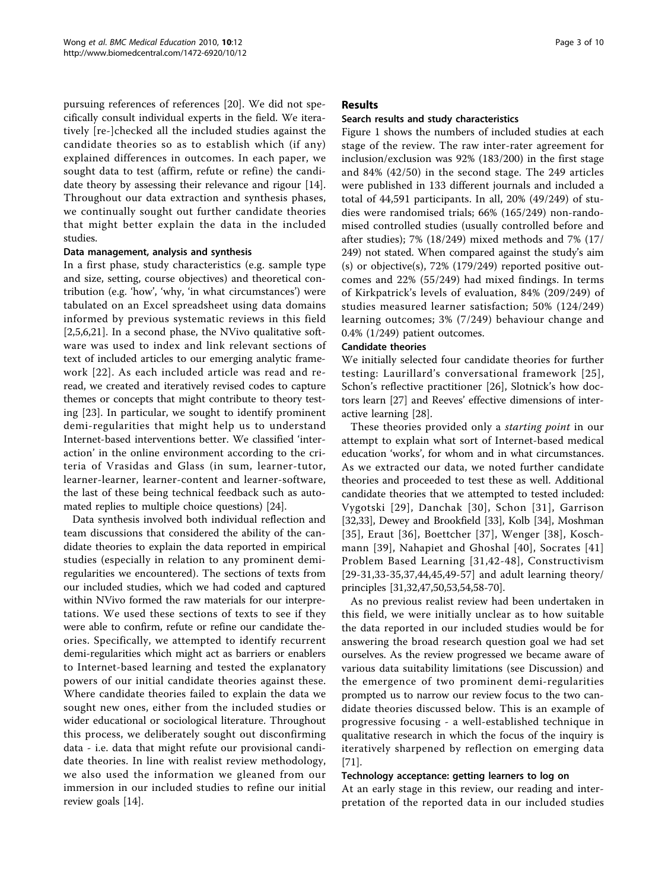pursuing references of references [20]. We did not specifically consult individual experts in the field. We iteratively [re-]checked all the included studies against the candidate theories so as to establish which (if any) explained differences in outcomes. In each paper, we sought data to test (affirm, refute or refine) the candidate theory by assessing their relevance and rigour [14]. Throughout our data extraction and synthesis phases, we continually sought out further candidate theories that might better explain the data in the included studies.

### Data management, analysis and synthesis

In a first phase, study characteristics (e.g. sample type and size, setting, course objectives) and theoretical contribution (e.g. 'how', 'why, 'in what circumstances') were tabulated on an Excel spreadsheet using data domains informed by previous systematic reviews in this field [2,5,6,21]. In a second phase, the NVivo qualitative software was used to index and link relevant sections of text of included articles to our emerging analytic framework [22]. As each included article was read and reread, we created and iteratively revised codes to capture themes or concepts that might contribute to theory testing [23]. In particular, we sought to identify prominent demi-regularities that might help us to understand Internet-based interventions better. We classified 'interaction' in the online environment according to the criteria of Vrasidas and Glass (in sum, learner-tutor, learner-learner, learner-content and learner-software, the last of these being technical feedback such as automated replies to multiple choice questions) [24].

Data synthesis involved both individual reflection and team discussions that considered the ability of the candidate theories to explain the data reported in empirical studies (especially in relation to any prominent demi-regularities we encountered). The sections of texts from our included studies, which we had coded and captured within NVivo formed the raw materials for our interpretations. We used these sections of texts to see if they were able to confirm, refute or refine our candidate theories. Specifically, we attempted to identify recurrent demi-regularities which might act as barriers or enablers to Internet-based learning and tested the explanatory powers of our initial candidate theories against these. Where candidate theories failed to explain the data we sought new ones, either from the included studies or wider educational or sociological literature. Throughout this process, we deliberately sought out disconfirming data - i.e. data that might refute our provisional candidate theories. In line with realist review methodology, we also used the information we gleaned from our immersion in our included studies to refine our initial review goals [14].

## Results

### Search results and study characteristics

Figure 1 shows the numbers of included studies at each stage of the review. The raw inter-rater agreement for inclusion/exclusion was 92% (183/200) in the first stage and 84% (42/50) in the second stage. The 249 articles were published in 133 different journals and included a total of 44,591 participants. In all, 20% (49/249) of studies were randomised trials; 66% (165/249) non-randomised controlled studies (usually controlled before and after studies); 7% (18/249) mixed methods and 7% (17/249) not stated. When compared against the study's aim (s) or objective(s), 72% (179/249) reported positive outcomes and 22% (55/249) had mixed findings. In terms of Kirkpatrick's levels of evaluation, 84% (209/249) of studies measured learner satisfaction; 50% (124/249) learning outcomes; 3% (7/249) behaviour change and 0.4% (1/249) patient outcomes.

### Candidate theories

We initially selected four candidate theories for further testing: Laurillard's conversational framework [25], Schon's reflective practitioner [26], Slotnick's how doctors learn [27] and Reeves' effective dimensions of interactive learning [28].

These theories provided only a *starting point* in our attempt to explain what sort of Internet-based medical education 'works', for whom and in what circumstances. As we extracted our data, we noted further candidate theories and proceeded to test these as well. Additional candidate theories that we attempted to tested included: Vygotski [29], Danchak [30], Schon [31], Garrison [32,33], Dewey and Brookfield [33], Kolb [34], Moshman [35], Eraut [36], Boettcher [37], Wenger [38], Koschmann [39], Nahapiet and Ghoshal [40], Socrates [41] Problem Based Learning [31,42-48], Constructivism [29-31,33-35,37,44,45,49-57] and adult learning theory/principles [31,32,47,50,53,54,58-70].

As no previous realist review had been undertaken in this field, we were initially unclear as to how suitable the data reported in our included studies would be for answering the broad research question goal we had set ourselves. As the review progressed we became aware of various data suitability limitations (see Discussion) and the emergence of two prominent demi-regularities prompted us to narrow our review focus to the two candidate theories discussed below. This is an example of progressive focusing - a well-established technique in qualitative research in which the focus of the inquiry is iteratively sharpened by reflection on emerging data [71].

### Technology acceptance: getting learners to log on

At an early stage in this review, our reading and interpretation of the reported data in our included studies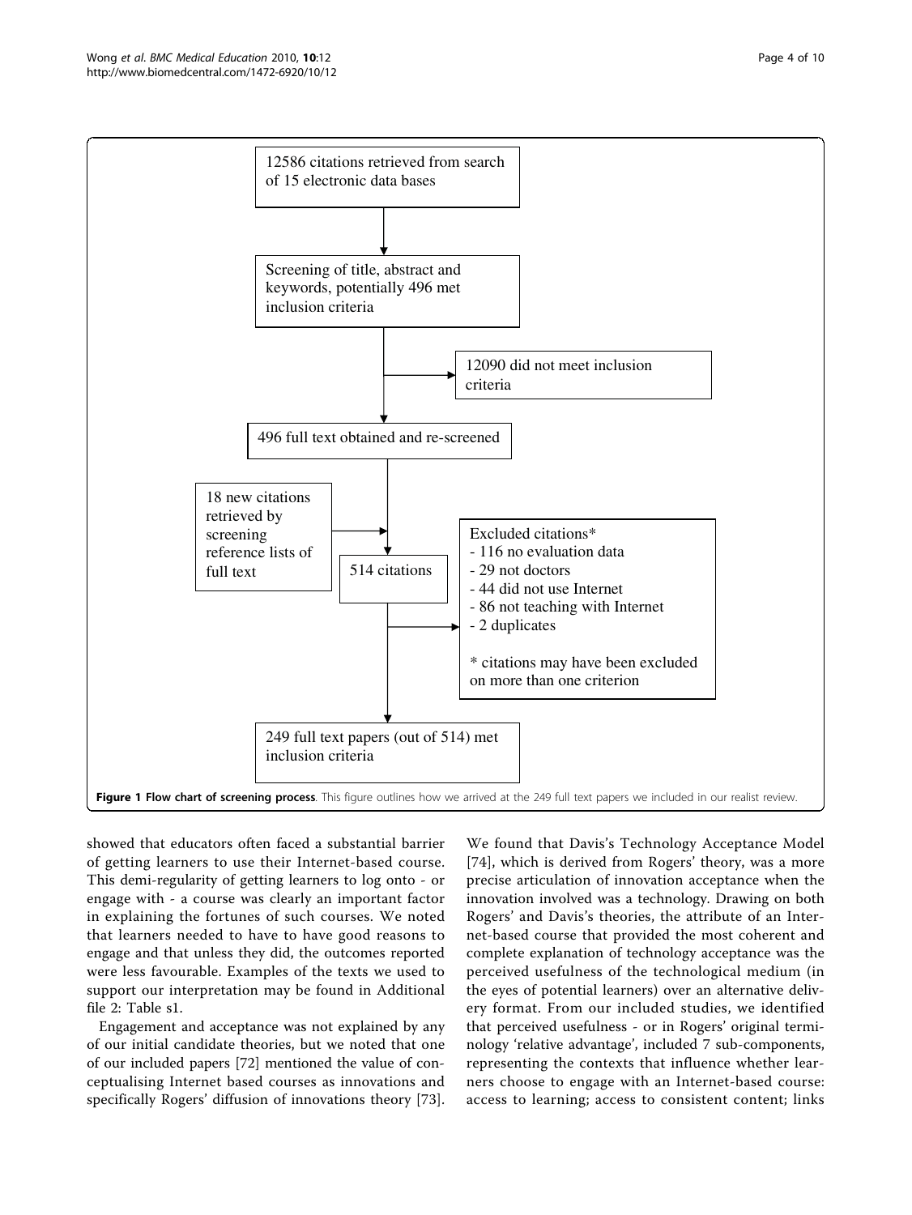12586 citations retrieved from search of 15 electronic data bases

Screening of title, abstract and keywords, potentially 496 met inclusion criteria

12090 did not meet inclusion criteria

496 full text obtained and re-screened

18 new citations retrieved by screening reference lists of full text

514 citations

Excluded citations*
- 116 no evaluation data
- 29 not doctors
- 44 did not use Internet
- 86 not teaching with Internet
- 2 duplicates

* citations may have been excluded on more than one criterion

249 full text papers (out of 514) met inclusion criteria

**Figure 1 Flow chart of screening process**. This figure outlines how we arrived at the 249 full text papers we included in our realist review.

showed that educators often faced a substantial barrier of getting learners to use their Internet-based course. This demi-regularity of getting learners to log onto - or engage with - a course was clearly an important factor in explaining the fortunes of such courses. We noted that learners needed to have to have good reasons to engage and that unless they did, the outcomes reported were less favourable. Examples of the texts we used to support our interpretation may be found in Additional file 2: Table s1.

Engagement and acceptance was not explained by any of our initial candidate theories, but we noted that one of our included papers [72] mentioned the value of conceptualising Internet based courses as innovations and specifically Rogers' diffusion of innovations theory [73]. We found that Davis's Technology Acceptance Model [74], which is derived from Rogers' theory, was a more precise articulation of innovation acceptance when the innovation involved was a technology. Drawing on both Rogers' and Davis's theories, the attribute of an Internet-based course that provided the most coherent and complete explanation of technology acceptance was the perceived usefulness of the technological medium (in the eyes of potential learners) over an alternative delivery format. From our included studies, we identified that perceived usefulness - or in Rogers' original terminology 'relative advantage', included 7 sub-components, representing the contexts that influence whether learners choose to engage with an Internet-based course: access to learning; access to consistent content; links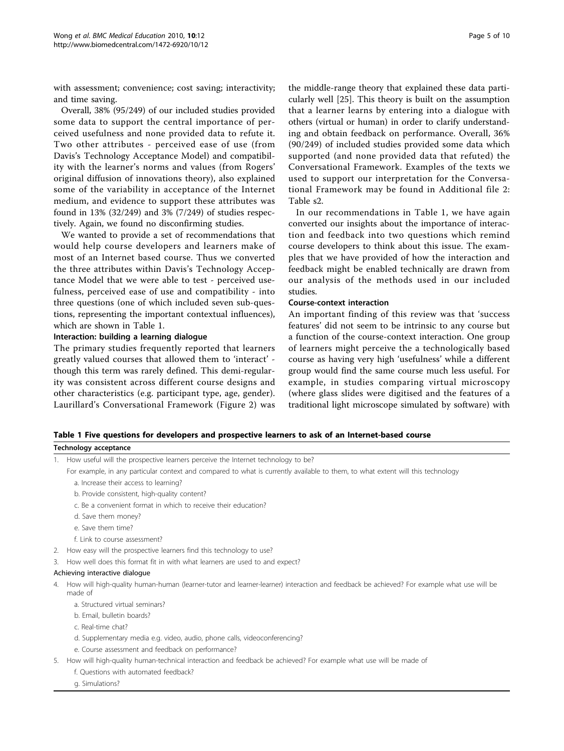with assessment; convenience; cost saving; interactivity; and time saving.

Overall, 38% (95/249) of our included studies provided some data to support the central importance of perceived usefulness and none provided data to refute it. Two other attributes - perceived ease of use (from Davis's Technology Acceptance Model) and compatibility with the learner's norms and values (from Rogers' original diffusion of innovations theory), also explained some of the variability in acceptance of the Internet medium, and evidence to support these attributes was found in 13% (32/249) and 3% (7/249) of studies respectively. Again, we found no disconfirming studies.

We wanted to provide a set of recommendations that would help course developers and learners make of most of an Internet based course. Thus we converted the three attributes within Davis's Technology Acceptance Model that we were able to test - perceived usefulness, perceived ease of use and compatibility - into three questions (one of which included seven sub-questions, representing the important contextual influences), which are shown in Table 1.

### Interaction: building a learning dialogue

The primary studies frequently reported that learners greatly valued courses that allowed them to 'interact' - though this term was rarely defined. This demi-regularity was consistent across different course designs and other characteristics (e.g. participant type, age, gender). Laurillard's Conversational Framework (Figure 2) was the middle-range theory that explained these data particularly well [25]. This theory is built on the assumption that a learner learns by entering into a dialogue with others (virtual or human) in order to clarify understanding and obtain feedback on performance. Overall, 36% (90/249) of included studies provided some data which supported (and none provided data that refuted) the Conversational Framework. Examples of the texts we used to support our interpretation for the Conversational Framework may be found in Additional file 2: Table s2.

In our recommendations in Table 1, we have again converted our insights about the importance of interaction and feedback into two questions which remind course developers to think about this issue. The examples that we have provided of how the interaction and feedback might be enabled technically are drawn from our analysis of the methods used in our included studies.

### Course-context interaction

An important finding of this review was that 'success features' did not seem to be intrinsic to any course but a function of the course-context interaction. One group of learners might perceive the a technologically based course as having very high 'usefulness' while a different group would find the same course much less useful. For example, in studies comparing virtual microscopy (where glass slides were digitised and the features of a traditional light microscope simulated by software) with

**Table 1 Five questions for developers and prospective learners to ask of an Internet-based course**

| |
|---|
| **Technology acceptance** |
| 1. How useful will the prospective learners perceive the Internet technology to be? |
| For example, in any particular context and compared to what is currently available to them, to what extent will this technology |
| a. Increase their access to learning? |
| b. Provide consistent, high-quality content? |
| c. Be a convenient format in which to receive their education? |
| d. Save them money? |
| e. Save them time? |
| f. Link to course assessment? |
| 2. How easy will the prospective learners find this technology to use? |
| 3. How well does this format fit in with what learners are used to and expect? |
| **Achieving interactive dialogue** |
| 4. How will high-quality human-human (learner-tutor and learner-learner) interaction and feedback be achieved? For example what use will be made of |
| a. Structured virtual seminars? |
| b. Email, bulletin boards? |
| c. Real-time chat? |
| d. Supplementary media e.g. video, audio, phone calls, videoconferencing? |
| e. Course assessment and feedback on performance? |
| 5. How will high-quality human-technical interaction and feedback be achieved? For example what use will be made of |
| f. Questions with automated feedback? |
| g. Simulations? |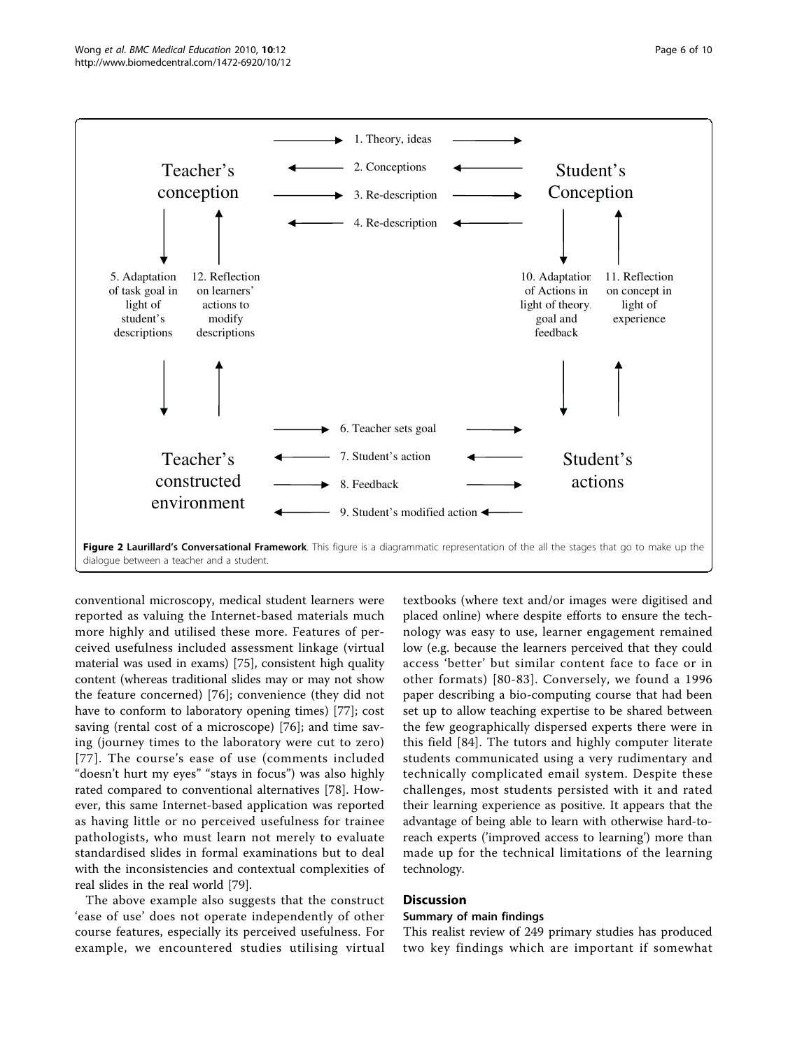Figure 2 **Laurillard's Conversational Framework**. This figure is a diagrammatic representation of the all the stages that go to make up the dialogue between a teacher and a student.

conventional microscopy, medical student learners were reported as valuing the Internet-based materials much more highly and utilised these more. Features of perceived usefulness included assessment linkage (virtual material was used in exams) [75], consistent high quality content (whereas traditional slides may or may not show the feature concerned) [76]; convenience (they did not have to conform to laboratory opening times) [77]; cost saving (rental cost of a microscope) [76]; and time saving (journey times to the laboratory were cut to zero) [77]. The course's ease of use (comments included "doesn't hurt my eyes" "stays in focus") was also highly rated compared to conventional alternatives [78]. However, this same Internet-based application was reported as having little or no perceived usefulness for trainee pathologists, who must learn not merely to evaluate standardised slides in formal examinations but to deal with the inconsistencies and contextual complexities of real slides in the real world [79].

The above example also suggests that the construct 'ease of use' does not operate independently of other course features, especially its perceived usefulness. For example, we encountered studies utilising virtual textbooks (where text and/or images were digitised and placed online) where despite efforts to ensure the technology was easy to use, learner engagement remained low (e.g. because the learners perceived that they could access 'better' but similar content face to face or in other formats) [80-83]. Conversely, we found a 1996 paper describing a bio-computing course that had been set up to allow teaching expertise to be shared between the few geographically dispersed experts there were in this field [84]. The tutors and highly computer literate students communicated using a very rudimentary and technically complicated email system. Despite these challenges, most students persisted with it and rated their learning experience as positive. It appears that the advantage of being able to learn with otherwise hard-to-reach experts ('improved access to learning') more than made up for the technical limitations of the learning technology.

## Discussion

### Summary of main findings

This realist review of 249 primary studies has produced two key findings which are important if somewhat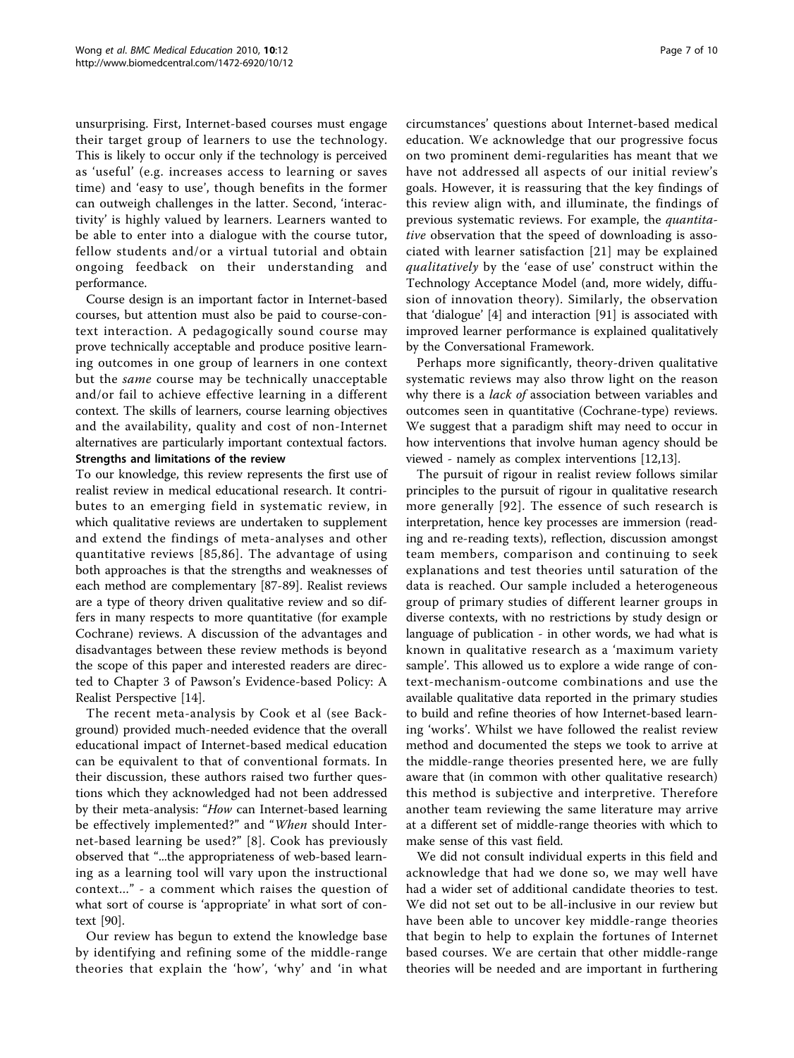unsurprising. First, Internet-based courses must engage their target group of learners to use the technology. This is likely to occur only if the technology is perceived as 'useful' (e.g. increases access to learning or saves time) and 'easy to use', though benefits in the former can outweigh challenges in the latter. Second, 'interactivity' is highly valued by learners. Learners wanted to be able to enter into a dialogue with the course tutor, fellow students and/or a virtual tutorial and obtain ongoing feedback on their understanding and performance.

Course design is an important factor in Internet-based courses, but attention must also be paid to course-context interaction. A pedagogically sound course may prove technically acceptable and produce positive learning outcomes in one group of learners in one context but the *same* course may be technically unacceptable and/or fail to achieve effective learning in a different context. The skills of learners, course learning objectives and the availability, quality and cost of non-Internet alternatives are particularly important contextual factors.

### Strengths and limitations of the review

To our knowledge, this review represents the first use of realist review in medical educational research. It contributes to an emerging field in systematic review, in which qualitative reviews are undertaken to supplement and extend the findings of meta-analyses and other quantitative reviews [85,86]. The advantage of using both approaches is that the strengths and weaknesses of each method are complementary [87-89]. Realist reviews are a type of theory driven qualitative review and so differs in many respects to more quantitative (for example Cochrane) reviews. A discussion of the advantages and disadvantages between these review methods is beyond the scope of this paper and interested readers are directed to Chapter 3 of Pawson's Evidence-based Policy: A Realist Perspective [14].

The recent meta-analysis by Cook et al (see Background) provided much-needed evidence that the overall educational impact of Internet-based medical education can be equivalent to that of conventional formats. In their discussion, these authors raised two further questions which they acknowledged had not been addressed by their meta-analysis: "*How* can Internet-based learning be effectively implemented?" and "*When* should Internet-based learning be used?" [8]. Cook has previously observed that "...the appropriateness of web-based learning as a learning tool will vary upon the instructional context..." - a comment which raises the question of what sort of course is 'appropriate' in what sort of context [90].

Our review has begun to extend the knowledge base by identifying and refining some of the middle-range theories that explain the 'how', 'why' and 'in what circumstances' questions about Internet-based medical education. We acknowledge that our progressive focus on two prominent demi-regularities has meant that we have not addressed all aspects of our initial review's goals. However, it is reassuring that the key findings of this review align with, and illuminate, the findings of previous systematic reviews. For example, the *quantitative* observation that the speed of downloading is associated with learner satisfaction [21] may be explained *qualitatively* by the 'ease of use' construct within the Technology Acceptance Model (and, more widely, diffusion of innovation theory). Similarly, the observation that 'dialogue' [4] and interaction [91] is associated with improved learner performance is explained qualitatively by the Conversational Framework.

Perhaps more significantly, theory-driven qualitative systematic reviews may also throw light on the reason why there is a *lack of* association between variables and outcomes seen in quantitative (Cochrane-type) reviews. We suggest that a paradigm shift may need to occur in how interventions that involve human agency should be viewed - namely as complex interventions [12,13].

The pursuit of rigour in realist review follows similar principles to the pursuit of rigour in qualitative research more generally [92]. The essence of such research is interpretation, hence key processes are immersion (reading and re-reading texts), reflection, discussion amongst team members, comparison and continuing to seek explanations and test theories until saturation of the data is reached. Our sample included a heterogeneous group of primary studies of different learner groups in diverse contexts, with no restrictions by study design or language of publication - in other words, we had what is known in qualitative research as a 'maximum variety sample'. This allowed us to explore a wide range of context-mechanism-outcome combinations and use the available qualitative data reported in the primary studies to build and refine theories of how Internet-based learning 'works'. Whilst we have followed the realist review method and documented the steps we took to arrive at the middle-range theories presented here, we are fully aware that (in common with other qualitative research) this method is subjective and interpretive. Therefore another team reviewing the same literature may arrive at a different set of middle-range theories with which to make sense of this vast field.

We did not consult individual experts in this field and acknowledge that had we done so, we may well have had a wider set of additional candidate theories to test. We did not set out to be all-inclusive in our review but have been able to uncover key middle-range theories that begin to help to explain the fortunes of Internet based courses. We are certain that other middle-range theories will be needed and are important in furthering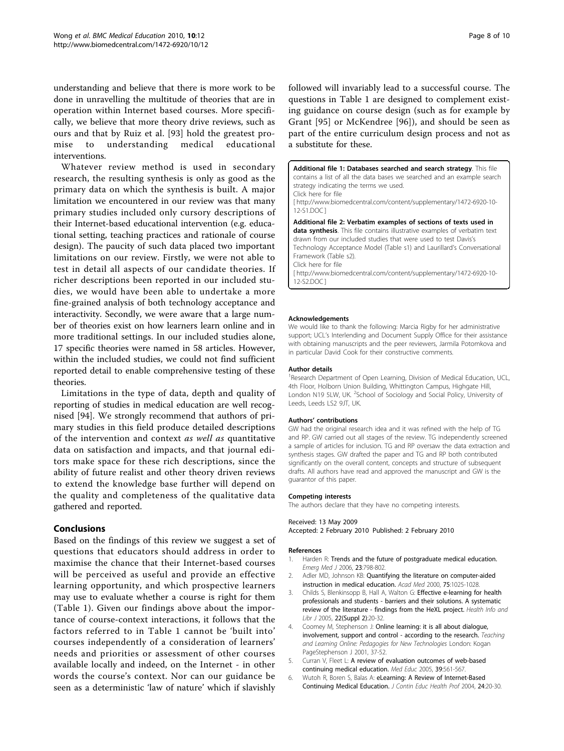understanding and believe that there is more work to be done in unravelling the multitude of theories that are in operation within Internet based courses. More specifically, we believe that more theory drive reviews, such as ours and that by Ruiz et al. [93] hold the greatest promise to understanding medical educational interventions.

Whatever review method is used in secondary research, the resulting synthesis is only as good as the primary data on which the synthesis is built. A major limitation we encountered in our review was that many primary studies included only cursory descriptions of their Internet-based educational intervention (e.g. educational setting, teaching practices and rationale of course design). The paucity of such data placed two important limitations on our review. Firstly, we were not able to test in detail all aspects of our candidate theories. If richer descriptions been reported in our included studies, we would have been able to undertake a more fine-grained analysis of both technology acceptance and interactivity. Secondly, we were aware that a large number of theories exist on how learners learn online and in more traditional settings. In our included studies alone, 17 specific theories were named in 58 articles. However, within the included studies, we could not find sufficient reported detail to enable comprehensive testing of these theories.

Limitations in the type of data, depth and quality of reporting of studies in medical education are well recognised [94]. We strongly recommend that authors of primary studies in this field produce detailed descriptions of the intervention and context *as well as* quantitative data on satisfaction and impacts, and that journal editors make space for these rich descriptions, since the ability of future realist and other theory driven reviews to extend the knowledge base further will depend on the quality and completeness of the qualitative data gathered and reported.

## Conclusions

Based on the findings of this review we suggest a set of questions that educators should address in order to maximise the chance that their Internet-based courses will be perceived as useful and provide an effective learning opportunity, and which prospective learners may use to evaluate whether a course is right for them (Table 1). Given our findings above about the importance of course-context interactions, it follows that the factors referred to in Table 1 cannot be 'built into' courses independently of a consideration of learners' needs and priorities or assessment of other courses available locally and indeed, on the Internet - in other words the course's context. Nor can our guidance be seen as a deterministic 'law of nature' which if slavishly followed will invariably lead to a successful course. The questions in Table 1 are designed to complement existing guidance on course design (such as for example by Grant [95] or McKendree [96]), and should be seen as part of the entire curriculum design process and not as a substitute for these.

**Additional file 1: Databases searched and search strategy**. This file contains a list of all the data bases we searched and an example search strategy indicating the terms we used.
Click here for file
[ http://www.biomedcentral.com/content/supplementary/1472-6920-10-12-S1.DOC ]

**Additional file 2: Verbatim examples of sections of texts used in data synthesis**. This file contains illustrative examples of verbatim text drawn from our included studies that were used to test Davis's Technology Acceptance Model (Table s1) and Laurillard's Conversational Framework (Table s2).
Click here for file
[ http://www.biomedcentral.com/content/supplementary/1472-6920-10-12-S2.DOC ]

#### Acknowledgements

We would like to thank the following: Marcia Rigby for her administrative support; UCL's Interlending and Document Supply Office for their assistance with obtaining manuscripts and the peer reviewers, Jarmila Potomkova and in particular David Cook for their constructive comments.

#### Author details

[1]Research Department of Open Learning, Division of Medical Education, UCL, 4th Floor, Holborn Union Building, Whittington Campus, Highgate Hill, London N19 5LW, UK. [2]School of Sociology and Social Policy, University of Leeds, Leeds LS2 9JT, UK.

#### Authors' contributions

GW had the original research idea and it was refined with the help of TG and RP. GW carried out all stages of the review. TG independently screened a sample of articles for inclusion. TG and RP oversaw the data extraction and synthesis stages. GW drafted the paper and TG and RP both contributed significantly on the overall content, concepts and structure of subsequent drafts. All authors have read and approved the manuscript and GW is the guarantor of this paper.

#### Competing interests

The authors declare that they have no competing interests.

Received: 13 May 2009
Accepted: 2 February 2010 Published: 2 February 2010

#### References

1. Harden R: **Trends and the future of postgraduate medical education.** *Emerg Med J* 2006, **23**:798-802.
2. Adler MD, Johnson KB: **Quantifying the literature on computer-aided instruction in medical education.** *Acad Med* 2000, **75**:1025-1028.
3. Childs S, Blenkinsopp B, Hall A, Walton G: **Effective e-learning for health professionals and students - barriers and their solutions. A systematic review of the literature - findings from the HeXL project.** *Health Info and Libr J* 2005, **22(Suppl 2)**:20-32.
4. Coomey M, Stephenson J: **Online learning: it is all about dialogue, involvement, support and control - according to the research.** *Teaching and Learning Online: Pedagogies for New Technologies* London: Kogan PageStephenson J 2001, 37-52.
5. Curran V, Fleet L: **A review of evaluation outcomes of web-based continuing medical education.** *Med Educ* 2005, **39**:561-567.
6. Wutoh R, Boren S, Balas A: **eLearning: A Review of Internet-Based Continuing Medical Education.** *J Contin Educ Health Prof* 2004, **24**:20-30.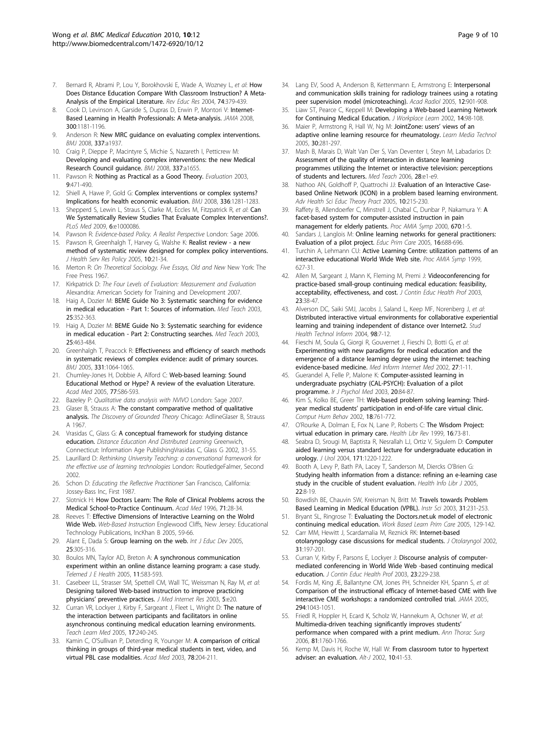7. Bernard R, Abrami P, Lou Y, Borokhovski E, Wade A, Wozney L, *et al*: How Does Distance Education Compare With Classroom Instruction? A Meta-Analysis of the Empirical Literature. *Rev Educ Res* 2004, 74:379-439.
8. Cook D, Levinson A, Garside S, Dupras D, Erwin P, Montori V: Internet-Based Learning in Health Professionals: A Meta-analysis. *JAMA* 2008, **300**:1181-1196.
9. Anderson R: New MRC guidance on evaluating complex interventions. *BMJ* 2008, **337**:a1937.
10. Craig P, Dieppe P, Macintyre S, Michie S, Nazareth I, Petticrew M: Developing and evaluating complex interventions: the new Medical Research Council guidance. *BMJ* 2008, **337**:a1655.
11. Pawson R: Nothing as Practical as a Good Theory. *Evaluation* 2003, **9**:471-490.
12. Shiell A, Hawe P, Gold G: Complex interventions or complex systems? Implications for health economic evaluation. *BMJ* 2008, **336**:1281-1283.
13. Shepperd S, Lewin L, Straus S, Clarke M, Eccles M, Fitzpatrick R, *et al*: Can We Systematically Review Studies That Evaluate Complex Interventions?. *PLoS Med* 2009, **6**:e1000086.
14. Pawson R: *Evidence-based Policy. A Realist Perspective* London: Sage 2006.
15. Pawson R, Greenhalgh T, Harvey G, Walshe K: Realist review - a new method of systematic review designed for complex policy interventions. *J Health Serv Res Policy* 2005, **10**:21-34.
16. Merton R: *On Theoretical Sociology. Five Essays, Old and New* New York: The Free Press 1967.
17. Kirkpatrick D: *The Four Levels of Evaluation: Measurement and Evaluation* Alexandria: American Society for Training and Development 2007.
18. Haig A, Dozier M: BEME Guide No 3: Systematic searching for evidence in medical education - Part 1: Sources of information. *Med Teach* 2003, **25**:352-363.
19. Haig A, Dozier M: BEME Guide No 3: Systematic searching for evidence in medical education - Part 2: Constructing searches. *Med Teach* 2003, **25**:463-484.
20. Greenhalgh T, Peacock R: Effectiveness and efficiency of search methods in systematic reviews of complex evidence: audit of primary sources. *BMJ* 2005, **331**:1064-1065.
21. Chumley-Jones H, Dobbie A, Alford C: Web-based learning: Sound Educational Method or Hype? A review of the evaluation Literature. *Acad Med* 2005, **77**:S86-S93.
22. Bazeley P: *Qualitative data analysis with NVIVO* London: Sage 2007.
23. Glaser B, Strauss A: The constant comparative method of qualitative analysis. *The Discovery of Grounded Theory* Chicago: AdlineGlaser B, Strauss A 1967.
24. Vrasidas C, Glass G: A conceptual framework for studying distance education. *Distance Education And Distributed Learning* Greenwich, Connecticut: Information Age PublishingVrasidas C, Glass G 2002, 31-55.
25. Laurillard D: *Rethinking University Teaching: a conversational framework for the effective use of learning technologies* London: RoutledgeFalmer, Second 2002.
26. Schon D: *Educating the Reflective Practitioner* San Francisco, California: Jossey-Bass Inc, First 1987.
27. Slotnick H: How Doctors Learn: The Role of Clinical Problems across the Medical School-to-Practice Continuum. *Acad Med* 1996, **71**:28-34.
28. Reeves T: Effective Dimensions of Interactive Learning on the Wolrd Wide Web. *Web-Based Instruction* Englewood Cliffs, New Jersey: Educational Technology Publications, IncKhan B 2005, 59-66.
29. Alant E, Dada S: Group learning on the web. *Int J Educ Dev* 2005, **25**:305-316.
30. Boulos MN, Taylor AD, Breton A: A synchronous communication experiment within an online distance learning program: a case study. *Telemed J E Health* 2005, **11**:583-593.
31. Casebeer LL, Strasser SM, Spettell CM, Wall TC, Weissman N, Ray M, *et al*: Designing tailored Web-based instruction to improve practicing physicians' preventive practices. *J Med Internet Res* 2003, **5**:e20.
32. Curran VR, Lockyer J, Kirby F, Sargeant J, Fleet L, Wright D: The nature of the interaction between participants and facilitators in online asynchronous continuing medical education learning environments. *Teach Learn Med* 2005, **17**:240-245.
33. Kamin C, O'Sullivan P, Deterding R, Younger M: A comparison of critical thinking in groups of third-year medical students in text, video, and virtual PBL case modalities. *Acad Med* 2003, **78**:204-211.
34. Lang EV, Sood A, Anderson B, Kettenmann E, Armstrong E: Interpersonal and communication skills training for radiology trainees using a rotating peer supervision model (microteaching). *Acad Radiol* 2005, **12**:901-908.
35. Liaw ST, Pearce C, Keppell M: Developing a Web-based Learning Network for Continuing Medical Education. *J Workplace Learn* 2002, **14**:98-108.
36. Maier P, Armstrong R, Hall W, Ng M: JointZone: users' views of an adaptive online learning resource for rheumatology. *Learn Media Technol* 2005, **30**:281-297.
37. Mash B, Marais D, Walt Van Der S, Van Deventer I, Steyn M, Labadarios D: Assessment of the quality of interaction in distance learning programmes utilizing the Internet or interactive television: perceptions of students and lecturers. *Med Teach* 2006, **28**:e1-e9.
38. Nathoo AN, Goldhoff P, Quattrochi JJ: Evaluation of an Interactive Case-based Online Network (ICON) in a problem based learning environment. *Adv Health Sci Educ Theory Pract* 2005, **10**:215-230.
39. Raffety B, Allendoerfer C, Minstrell J, Chabal C, Dunbar P, Nakamura Y: A facet-based system for computer-assisted instruction in pain management for elderly patients. *Proc AMIA Symp* 2000, **670**:1-5.
40. Sandars J, Langlois M: Online learning networks for general practitioners: Evaluation of a pilot project. *Educ Prim Care* 2005, **16**:688-696.
41. Turchin A, Lehmann CU: Active Learning Centre: utilization patterns of an interactive educational World Wide Web site. *Proc AMIA Symp* 1999, 627-31.
42. Allen M, Sargeant J, Mann K, Fleming M, Premi J: Videoconferencing for practice-based small-group continuing medical education: feasibility, acceptability, effectiveness, and cost. *J Contin Educ Health Prof* 2003, **23**:38-47.
43. Alverson DC, Saiki SMJ, Jacobs J, Saland L, Keep MF, Norenberg J, *et al*: Distributed interactive virtual environments for collaborative experiential learning and training independent of distance over Internet2. *Stud Health Technol Inform* 2004, **98**:7-12.
44. Fieschi M, Soula G, Giorgi R, Gouvernet J, Fieschi D, Botti G, *et al*: Experimenting with new paradigms for medical education and the emergence of a distance learning degree using the internet: teaching evidence-based medicine. *Med Inform Internet Med* 2002, **27**:1-11.
45. Guerandel A, Felle P, Malone K: Computer-assisted learning in undergraduate psychiatry (CAL-PSYCH): Evaluation of a pilot programme. *Ir J Psychol Med* 2003, **20**:84-87.
46. Kim S, Kolko BE, Greer TH: Web-based problem solving learning: Third-year medical students' participation in end-of-life care virtual clinic. *Comput Hum Behav* 2002, **18**:761-772.
47. O'Rourke A, Dolman E, Fox N, Lane P, Roberts C: The Wisdom Project: virtual education in primary care. *Health Libr Rev* 1999, **16**:73-81.
48. Seabra D, Srougi M, Baptista R, Nesrallah LJ, Ortiz V, Sigulem D: Computer aided learning versus standard lecture for undergraduate education in urology. *J Urol* 2004, **171**:1220-1222.
49. Booth A, Levy P, Bath PA, Lacey T, Sanderson M, Diercks O'Brien G: Studying health information from a distance: refining an e-learning case study in the crucible of student evaluation. *Health Info Libr J* 2005, **22**:8-19.
50. Bowdish BE, Chauvin SW, Kreisman N, Britt M: Travels towards Problem Based Learning in Medical Education (VPBL). *Instr Sci* 2003, **31**:231-253.
51. Bryant SL, Ringrose T: Evaluating the Doctors.net.uk model of electronic continuing medical education. *Work Based Learn Prim Care* 2005, 129-142.
52. Carr MM, Hewitt J, Scardamalia M, Reznick RK: Internet-based otolaryngology case discussions for medical students. *J Otolaryngol* 2002, **31**:197-201.
53. Curran V, Kirby F, Parsons E, Lockyer J: Discourse analysis of computer-mediated conferencing in World Wide Web -based continuing medical education. *J Contin Educ Health Prof* 2003, **23**:229-238.
54. Fordis M, King JE, Ballantyne CM, Jones PH, Schneider KH, Spann S, *et al*: Comparison of the instructional efficacy of Internet-based CME with live interactive CME workshops: a randomized controlled trial. *JAMA* 2005, **294**:1043-1051.
55. Friedl R, Hoppler H, Ecard K, Scholz W, Hannekum A, Ochsner W, *et al*: Multimedia-driven teaching significantly improves students' performance when compared with a print medium. *Ann Thorac Surg* 2006, **81**:1760-1766.
56. Kemp M, Davis H, Roche W, Hall W: From classroom tutor to hypertext adviser: an evaluation. *Alt-J* 2002, **10**:41-53.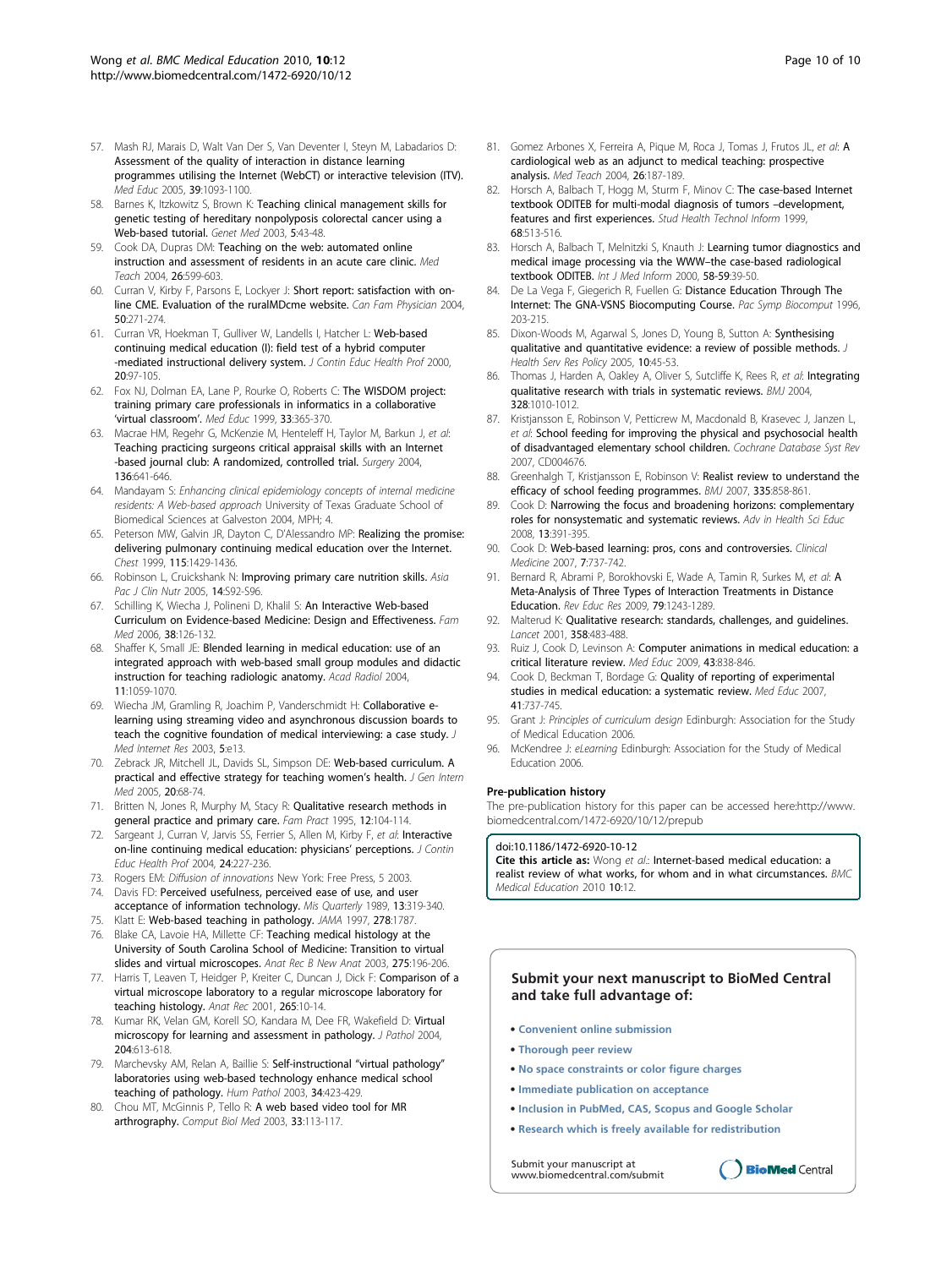57. Mash RJ, Marais D, Walt Van Der S, Van Deventer I, Steyn M, Labadarios D: **Assessment of the quality of interaction in distance learning programmes utilising the Internet (WebCT) or interactive television (ITV).** *Med Educ* 2005, **39**:1093-1100.
58. Barnes K, Itzkowitz S, Brown K: **Teaching clinical management skills for genetic testing of hereditary nonpolyposis colorectal cancer using a Web-based tutorial.** *Genet Med* 2003, **5**:43-48.
59. Cook DA, Dupras DM: **Teaching on the web: automated online instruction and assessment of residents in an acute care clinic.** *Med Teach* 2004, **26**:599-603.
60. Curran V, Kirby F, Parsons E, Lockyer J: **Short report: satisfaction with on-line CME. Evaluation of the ruralMDcme website.** *Can Fam Physician* 2004, **50**:271-274.
61. Curran VR, Hoekman T, Gulliver W, Landells I, Hatcher L: **Web-based continuing medical education (I): field test of a hybrid computer -mediated instructional delivery system.** *J Contin Educ Health Prof* 2000, **20**:97-105.
62. Fox NJ, Dolman EA, Lane P, Rourke O, Roberts C: **The WISDOM project: training primary care professionals in informatics in a collaborative 'virtual classroom'.** *Med Educ* 1999, **33**:365-370.
63. Macrae HM, Regehr G, McKenzie M, Henteleff H, Taylor M, Barkun J, *et al*: **Teaching practicing surgeons critical appraisal skills with an Internet -based journal club: A randomized, controlled trial.** *Surgery* 2004, **136**:641-646.
64. Mandayam S: *Enhancing clinical epidemiology concepts of internal medicine residents: A Web-based approach* University of Texas Graduate School of Biomedical Sciences at Galveston 2004, MPH; 4.
65. Peterson MW, Galvin JR, Dayton C, D'Alessandro MP: **Realizing the promise: delivering pulmonary continuing medical education over the Internet.** *Chest* 1999, **115**:1429-1436.
66. Robinson L, Cruickshank N: **Improving primary care nutrition skills.** *Asia Pac J Clin Nutr* 2005, **14**:S92-S96.
67. Schilling K, Wiecha J, Polineni D, Khalil S: **An Interactive Web-based Curriculum on Evidence-based Medicine: Design and Effectiveness.** *Fam Med* 2006, **38**:126-132.
68. Shaffer K, Small JE: **Blended learning in medical education: use of an integrated approach with web-based small group modules and didactic instruction for teaching radiologic anatomy.** *Acad Radiol* 2004, **11**:1059-1070.
69. Wiecha JM, Gramling R, Joachim P, Vanderschmidt H: **Collaborative e-learning using streaming video and asynchronous discussion boards to teach the cognitive foundation of medical interviewing: a case study.** *J Med Internet Res* 2003, **5**:e13.
70. Zebrack JR, Mitchell JL, Davids SL, Simpson DE: **Web-based curriculum. A practical and effective strategy for teaching women's health.** *J Gen Intern Med* 2005, **20**:68-74.
71. Britten N, Jones R, Murphy M, Stacy R: **Qualitative research methods in general practice and primary care.** *Fam Pract* 1995, **12**:104-114.
72. Sargeant J, Curran V, Jarvis SS, Ferrier S, Allen M, Kirby F, *et al*: **Interactive on-line continuing medical education: physicians' perceptions.** *J Contin Educ Health Prof* 2004, **24**:227-236.
73. Rogers EM: *Diffusion of innovations* New York: Free Press, 5 2003.
74. Davis FD: **Perceived usefulness, perceived ease of use, and user acceptance of information technology.** *Mis Quarterly* 1989, **13**:319-340.
75. Klatt E: **Web-based teaching in pathology.** *JAMA* 1997, **278**:1787.
76. Blake CA, Lavoie HA, Millette CF: **Teaching medical histology at the University of South Carolina School of Medicine: Transition to virtual slides and virtual microscopes.** *Anat Rec B New Anat* 2003, **275**:196-206.
77. Harris T, Leaven T, Heidger P, Kreiter C, Duncan J, Dick F: **Comparison of a virtual microscope laboratory to a regular microscope laboratory for teaching histology.** *Anat Rec* 2001, **265**:10-14.
78. Kumar RK, Velan GM, Korell SO, Kandara M, Dee FR, Wakefield D: **Virtual microscopy for learning and assessment in pathology.** *J Pathol* 2004, **204**:613-618.
79. Marchevsky AM, Relan A, Baillie S: **Self-instructional "virtual pathology" laboratories using web-based technology enhance medical school teaching of pathology.** *Hum Pathol* 2003, **34**:423-429.
80. Chou MT, McGinnis P, Tello R: **A web based video tool for MR arthrography.** *Comput Biol Med* 2003, **33**:113-117.
81. Gomez Arbones X, Ferreira A, Pique M, Roca J, Tomas J, Frutos JL, *et al*: **A cardiological web as an adjunct to medical teaching: prospective analysis.** *Med Teach* 2004, **26**:187-189.
82. Horsch A, Balbach T, Hogg M, Sturm F, Minov C: **The case-based Internet textbook ODITEB for multi-modal diagnosis of tumors –development, features and first experiences.** *Stud Health Technol Inform* 1999, **68**:513-516.
83. Horsch A, Balbach T, Melnitzki S, Knauth J: **Learning tumor diagnostics and medical image processing via the WWW–the case-based radiological textbook ODITEB.** *Int J Med Inform* 2000, **58-59**:39-50.
84. De La Vega F, Giegerich R, Fuellen G: **Distance Education Through The Internet: The GNA-VSNS Biocomputing Course.** *Pac Symp Biocomput* 1996, 203-215.
85. Dixon-Woods M, Agarwal S, Jones D, Young B, Sutton A: **Synthesising qualitative and quantitative evidence: a review of possible methods.** *J Health Serv Res Policy* 2005, **10**:45-53.
86. Thomas J, Harden A, Oakley A, Oliver S, Sutcliffe K, Rees R, *et al*: **Integrating qualitative research with trials in systematic reviews.** *BMJ* 2004, **328**:1010-1012.
87. Kristjansson E, Robinson V, Petticrew M, Macdonald B, Krasevec J, Janzen L, *et al*: **School feeding for improving the physical and psychosocial health of disadvantaged elementary school children.** *Cochrane Database Syst Rev* 2007, CD004676.
88. Greenhalgh T, Kristjansson E, Robinson V: **Realist review to understand the efficacy of school feeding programmes.** *BMJ* 2007, **335**:858-861.
89. Cook D: **Narrowing the focus and broadening horizons: complementary roles for nonsystematic and systematic reviews.** *Adv in Health Sci Educ* 2008, **13**:391-395.
90. Cook D: **Web-based learning: pros, cons and controversies.** *Clinical Medicine* 2007, **7**:737-742.
91. Bernard R, Abrami P, Borokhovski E, Wade A, Tamin R, Surkes M, *et al*: **A Meta-Analysis of Three Types of Interaction Treatments in Distance Education.** *Rev Educ Res* 2009, **79**:1243-1289.
92. Malterud K: **Qualitative research: standards, challenges, and guidelines.** *Lancet* 2001, **358**:483-488.
93. Ruiz J, Cook D, Levinson A: **Computer animations in medical education: a critical literature review.** *Med Educ* 2009, **43**:838-846.
94. Cook D, Beckman T, Bordage G: **Quality of reporting of experimental studies in medical education: a systematic review.** *Med Educ* 2007, **41**:737-745.
95. Grant J: *Principles of curriculum design* Edinburgh: Association for the Study of Medical Education 2006.
96. McKendree J: *eLearning* Edinburgh: Association for the Study of Medical Education 2006.

## Pre-publication history

The pre-publication history for this paper can be accessed here:http://www.biomedcentral.com/1472-6920/10/12/prepub

doi:10.1186/1472-6920-10-12

**Cite this article as:** Wong *et al*.: Internet-based medical education: a realist review of what works, for whom and in what circumstances. *BMC Medical Education* 2010 **10**:12.

**Submit your next manuscript to BioMed Central and take full advantage of:**

- Convenient online submission
- Thorough peer review
- No space constraints or color figure charges
- Immediate publication on acceptance
- Inclusion in PubMed, CAS, Scopus and Google Scholar
- Research which is freely available for redistribution

Submit your manuscript at www.biomedcentral.com/submit

BioMed Central